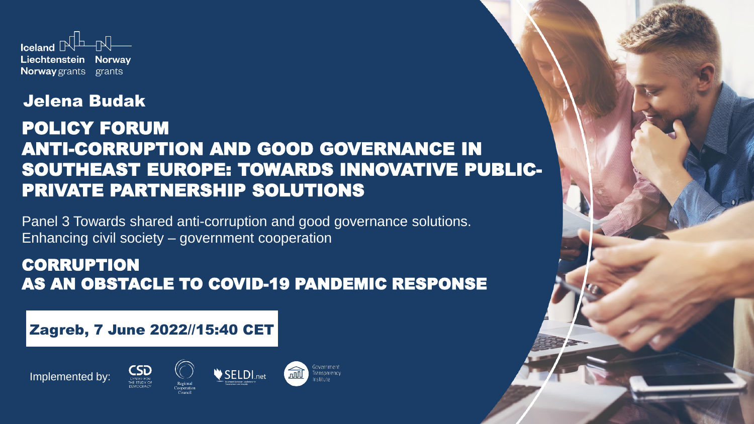Iceland Liechtenstein Norway grants

Norway grants

## Jelena Budak

# POLICY FORUM
# ANTI-CORRUPTION AND GOOD GOVERNANCE IN SOUTHEAST EUROPE: TOWARDS INNOVATIVE PUBLIC-PRIVATE PARTNERSHIP SOLUTIONS

Panel 3 Towards shared anti-corruption and good governance solutions.
Enhancing civil society – government cooperation

## CORRUPTION
## AS AN OBSTACLE TO COVID-19 PANDEMIC RESPONSE

**Zagreb, 7 June 2022//15:40 CET**

Implemented by: CSD Center for the Study of Democracy, Regional Cooperation Council, SELDI.net, Government Transparency Institute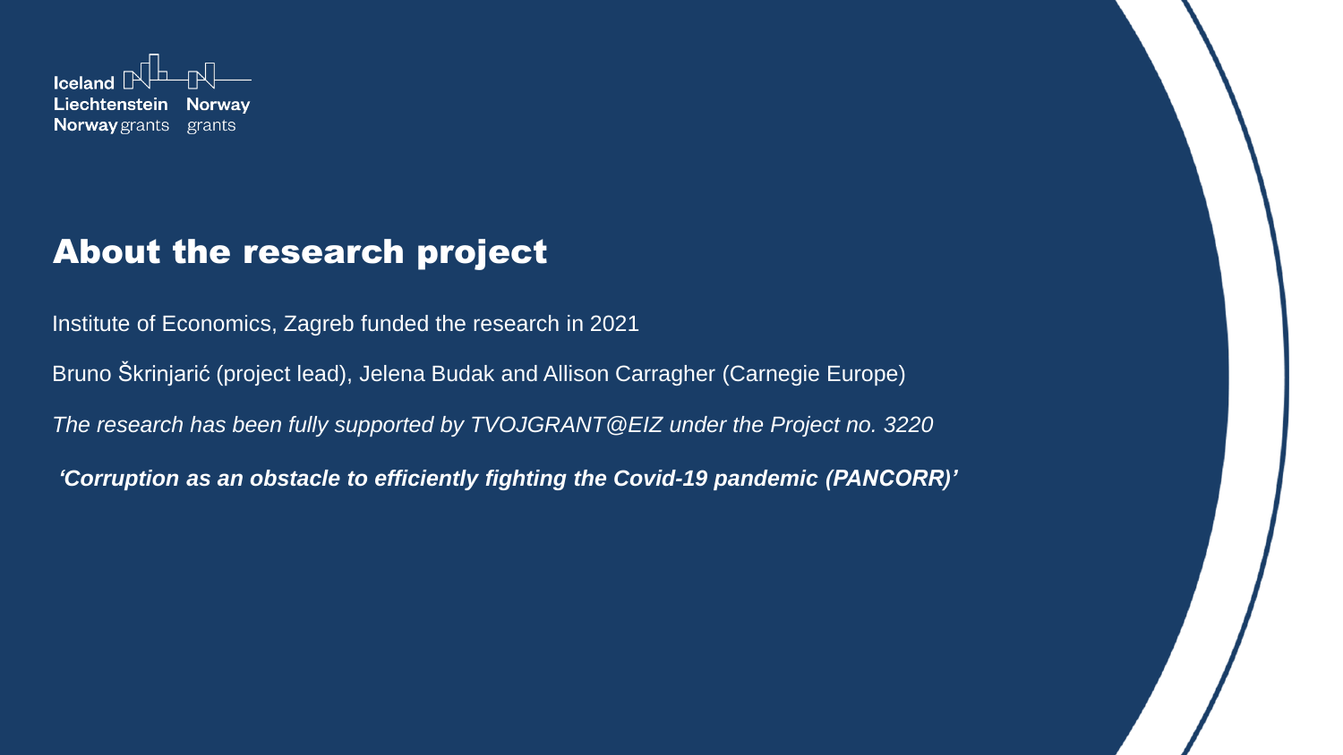Iceland Liechtenstein Norway grants | Norway grants

# About the research project

Institute of Economics, Zagreb funded the research in 2021

Bruno Škrinjarić (project lead), Jelena Budak and Allison Carragher (Carnegie Europe)

*The research has been fully supported by TVOJGRANT@EIZ under the Project no. 3220*

***'Corruption as an obstacle to efficiently fighting the Covid-19 pandemic (PANCORR)'***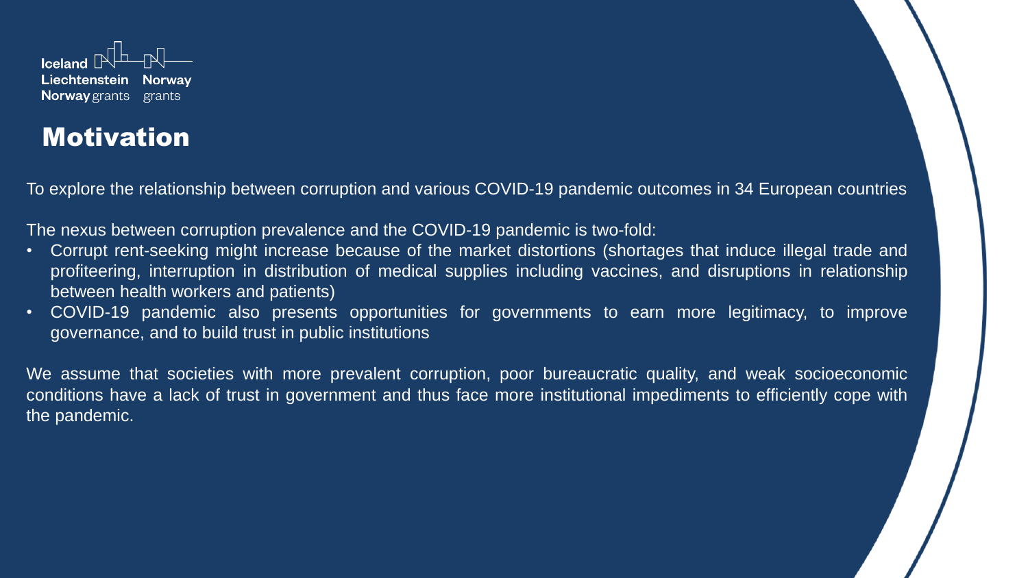# Motivation

To explore the relationship between corruption and various COVID-19 pandemic outcomes in 34 European countries

The nexus between corruption prevalence and the COVID-19 pandemic is two-fold:

- Corrupt rent-seeking might increase because of the market distortions (shortages that induce illegal trade and profiteering, interruption in distribution of medical supplies including vaccines, and disruptions in relationship between health workers and patients)
- COVID-19 pandemic also presents opportunities for governments to earn more legitimacy, to improve governance, and to build trust in public institutions

We assume that societies with more prevalent corruption, poor bureaucratic quality, and weak socioeconomic conditions have a lack of trust in government and thus face more institutional impediments to efficiently cope with the pandemic.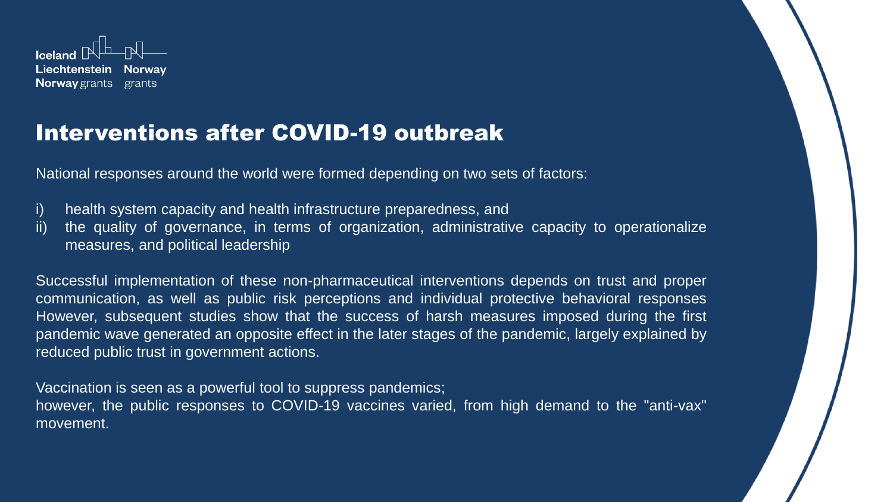# Interventions after COVID-19 outbreak

National responses around the world were formed depending on two sets of factors:

i) health system capacity and health infrastructure preparedness, and
ii) the quality of governance, in terms of organization, administrative capacity to operationalize measures, and political leadership

Successful implementation of these non-pharmaceutical interventions depends on trust and proper communication, as well as public risk perceptions and individual protective behavioral responses However, subsequent studies show that the success of harsh measures imposed during the first pandemic wave generated an opposite effect in the later stages of the pandemic, largely explained by reduced public trust in government actions.

Vaccination is seen as a powerful tool to suppress pandemics;
however, the public responses to COVID-19 vaccines varied, from high demand to the "anti-vax" movement.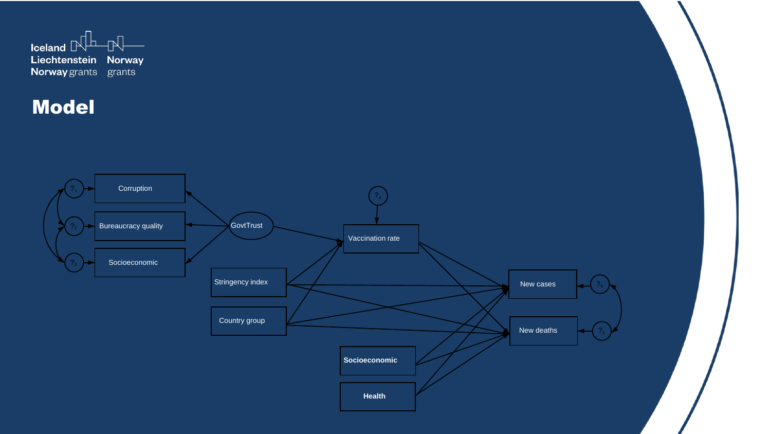Iceland Liechtenstein Norway grants | Norway grants

# Model

Corruption

Bureaucracy quality

Socioeconomic

GovtTrust

Vaccination rate

Stringency index

Country group

**Socioeconomic**

**Health**

New cases

New deaths

$?_1$ $?_2$ $?_3$ $?_4$ $?_5$ $?_6$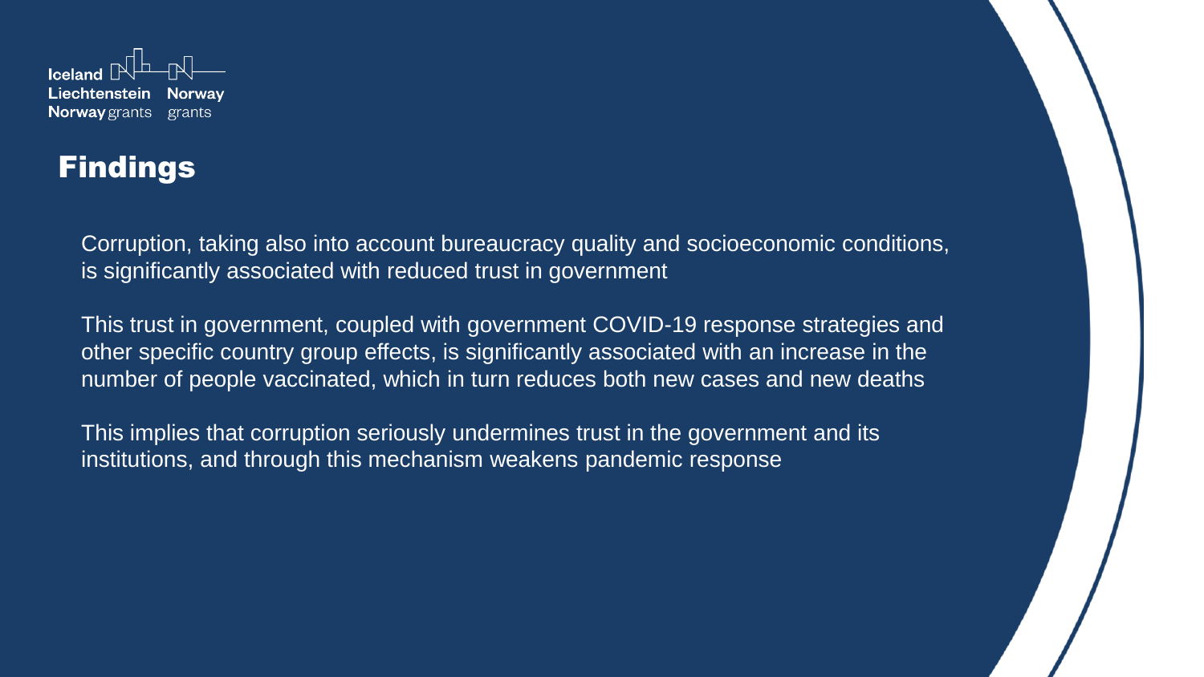# Findings

Corruption, taking also into account bureaucracy quality and socioeconomic conditions, is significantly associated with reduced trust in government

This trust in government, coupled with government COVID-19 response strategies and other specific country group effects, is significantly associated with an increase in the number of people vaccinated, which in turn reduces both new cases and new deaths

This implies that corruption seriously undermines trust in the government and its institutions, and through this mechanism weakens pandemic response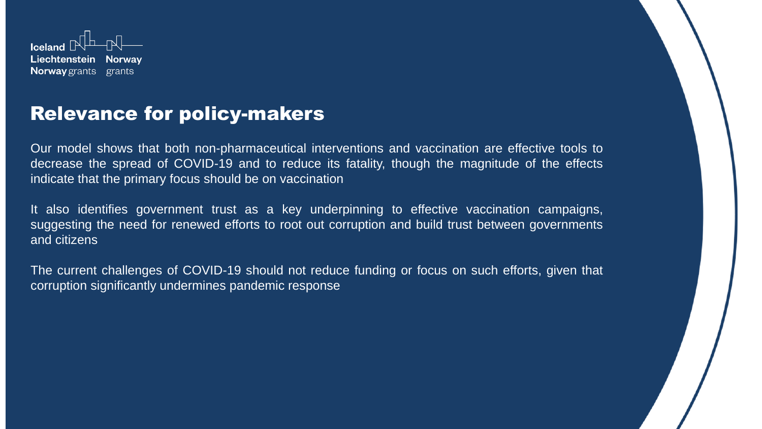## Relevance for policy-makers

Our model shows that both non-pharmaceutical interventions and vaccination are effective tools to decrease the spread of COVID-19 and to reduce its fatality, though the magnitude of the effects indicate that the primary focus should be on vaccination

It also identifies government trust as a key underpinning to effective vaccination campaigns, suggesting the need for renewed efforts to root out corruption and build trust between governments and citizens

The current challenges of COVID-19 should not reduce funding or focus on such efforts, given that corruption significantly undermines pandemic response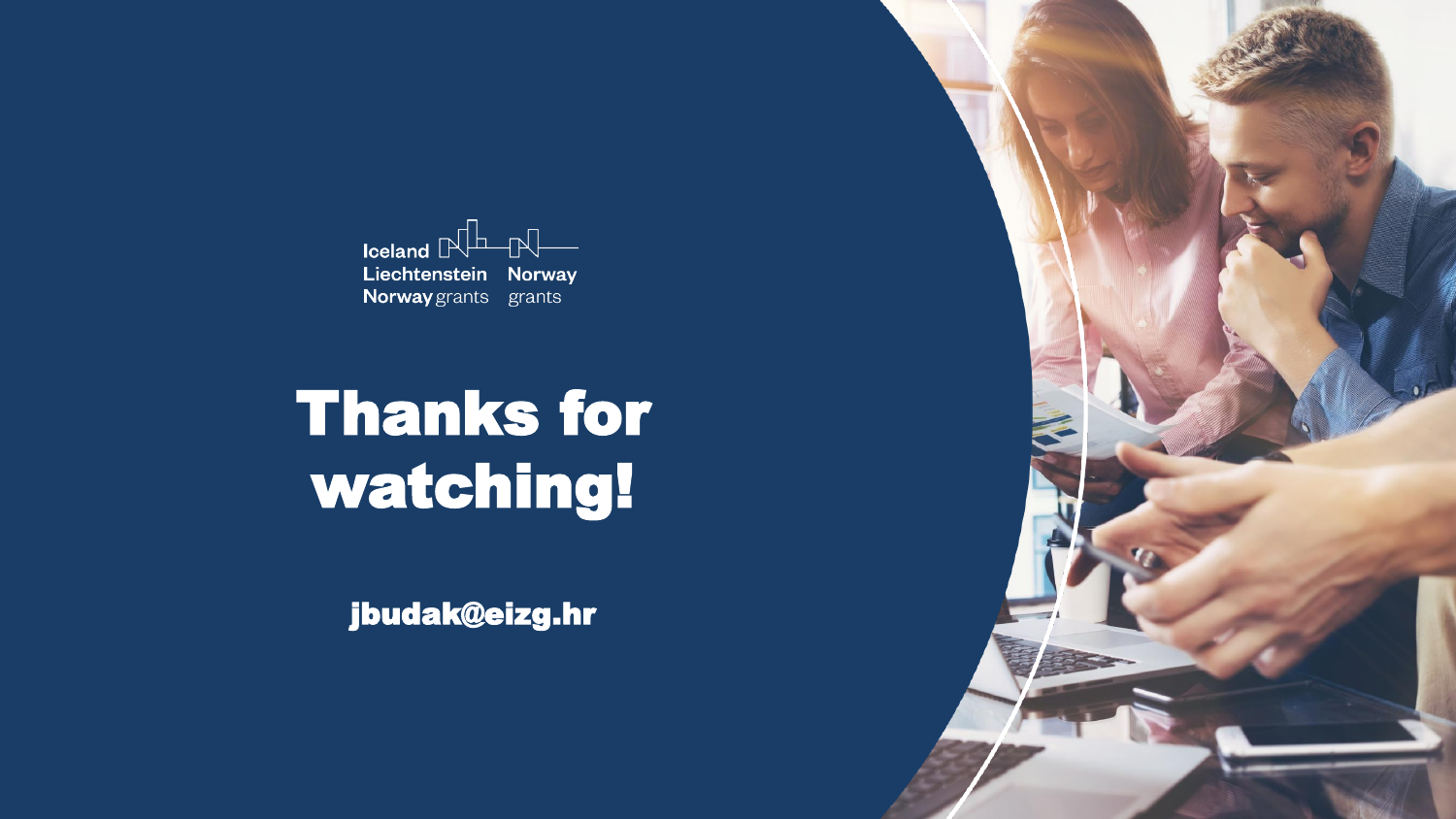Iceland Liechtenstein Norway grants

Norway grants

# Thanks for watching!

jbudak@eizg.hr